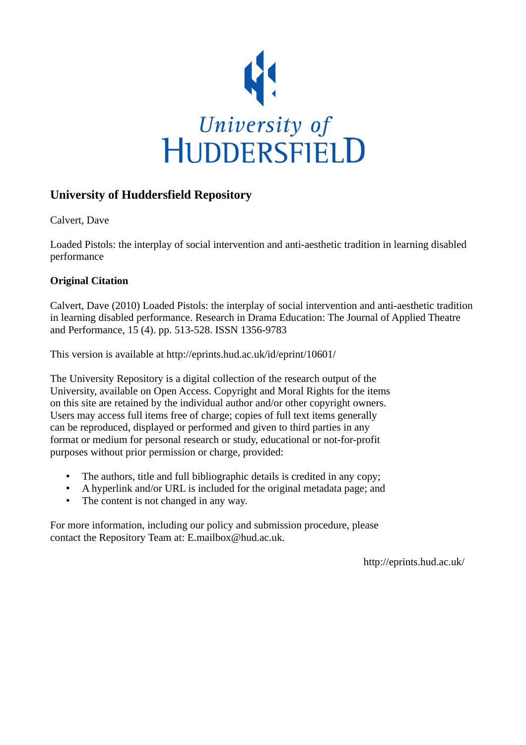University of HUDDERSFIELD

# University of Huddersfield Repository

Calvert, Dave

Loaded Pistols: the interplay of social intervention and anti-aesthetic tradition in learning disabled performance

## Original Citation

Calvert, Dave (2010) Loaded Pistols: the interplay of social intervention and anti-aesthetic tradition in learning disabled performance. Research in Drama Education: The Journal of Applied Theatre and Performance, 15 (4). pp. 513-528. ISSN 1356-9783

This version is available at http://eprints.hud.ac.uk/id/eprint/10601/

The University Repository is a digital collection of the research output of the University, available on Open Access. Copyright and Moral Rights for the items on this site are retained by the individual author and/or other copyright owners. Users may access full items free of charge; copies of full text items generally can be reproduced, displayed or performed and given to third parties in any format or medium for personal research or study, educational or not-for-profit purposes without prior permission or charge, provided:

- The authors, title and full bibliographic details is credited in any copy;
- A hyperlink and/or URL is included for the original metadata page; and
- The content is not changed in any way.

For more information, including our policy and submission procedure, please contact the Repository Team at: E.mailbox@hud.ac.uk.

http://eprints.hud.ac.uk/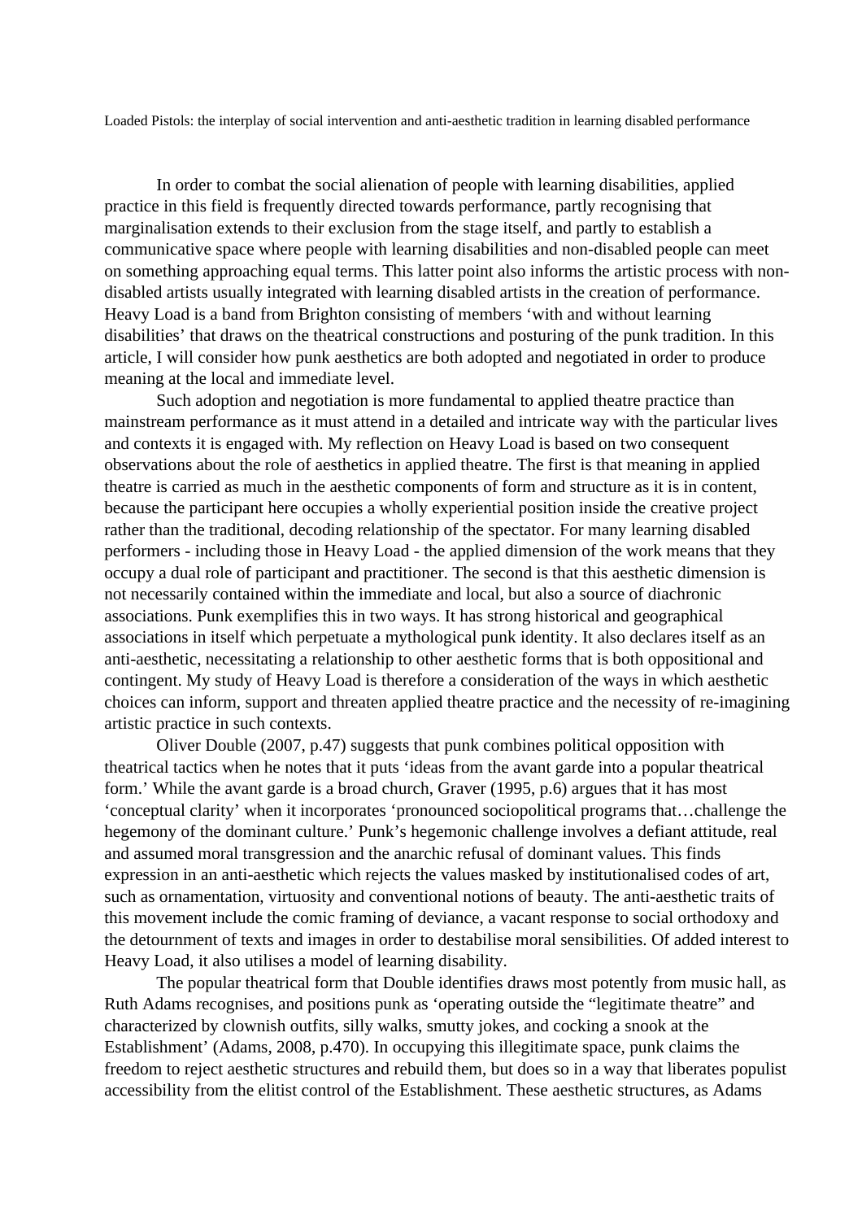Loaded Pistols: the interplay of social intervention and anti-aesthetic tradition in learning disabled performance

In order to combat the social alienation of people with learning disabilities, applied practice in this field is frequently directed towards performance, partly recognising that marginalisation extends to their exclusion from the stage itself, and partly to establish a communicative space where people with learning disabilities and non-disabled people can meet on something approaching equal terms. This latter point also informs the artistic process with non-disabled artists usually integrated with learning disabled artists in the creation of performance. Heavy Load is a band from Brighton consisting of members 'with and without learning disabilities' that draws on the theatrical constructions and posturing of the punk tradition. In this article, I will consider how punk aesthetics are both adopted and negotiated in order to produce meaning at the local and immediate level.

Such adoption and negotiation is more fundamental to applied theatre practice than mainstream performance as it must attend in a detailed and intricate way with the particular lives and contexts it is engaged with. My reflection on Heavy Load is based on two consequent observations about the role of aesthetics in applied theatre. The first is that meaning in applied theatre is carried as much in the aesthetic components of form and structure as it is in content, because the participant here occupies a wholly experiential position inside the creative project rather than the traditional, decoding relationship of the spectator. For many learning disabled performers - including those in Heavy Load - the applied dimension of the work means that they occupy a dual role of participant and practitioner. The second is that this aesthetic dimension is not necessarily contained within the immediate and local, but also a source of diachronic associations. Punk exemplifies this in two ways. It has strong historical and geographical associations in itself which perpetuate a mythological punk identity. It also declares itself as an anti-aesthetic, necessitating a relationship to other aesthetic forms that is both oppositional and contingent. My study of Heavy Load is therefore a consideration of the ways in which aesthetic choices can inform, support and threaten applied theatre practice and the necessity of re-imagining artistic practice in such contexts.

Oliver Double (2007, p.47) suggests that punk combines political opposition with theatrical tactics when he notes that it puts 'ideas from the avant garde into a popular theatrical form.' While the avant garde is a broad church, Graver (1995, p.6) argues that it has most 'conceptual clarity' when it incorporates 'pronounced sociopolitical programs that…challenge the hegemony of the dominant culture.' Punk's hegemonic challenge involves a defiant attitude, real and assumed moral transgression and the anarchic refusal of dominant values. This finds expression in an anti-aesthetic which rejects the values masked by institutionalised codes of art, such as ornamentation, virtuosity and conventional notions of beauty. The anti-aesthetic traits of this movement include the comic framing of deviance, a vacant response to social orthodoxy and the detournment of texts and images in order to destabilise moral sensibilities. Of added interest to Heavy Load, it also utilises a model of learning disability.

The popular theatrical form that Double identifies draws most potently from music hall, as Ruth Adams recognises, and positions punk as 'operating outside the "legitimate theatre" and characterized by clownish outfits, silly walks, smutty jokes, and cocking a snook at the Establishment' (Adams, 2008, p.470). In occupying this illegitimate space, punk claims the freedom to reject aesthetic structures and rebuild them, but does so in a way that liberates populist accessibility from the elitist control of the Establishment. These aesthetic structures, as Adams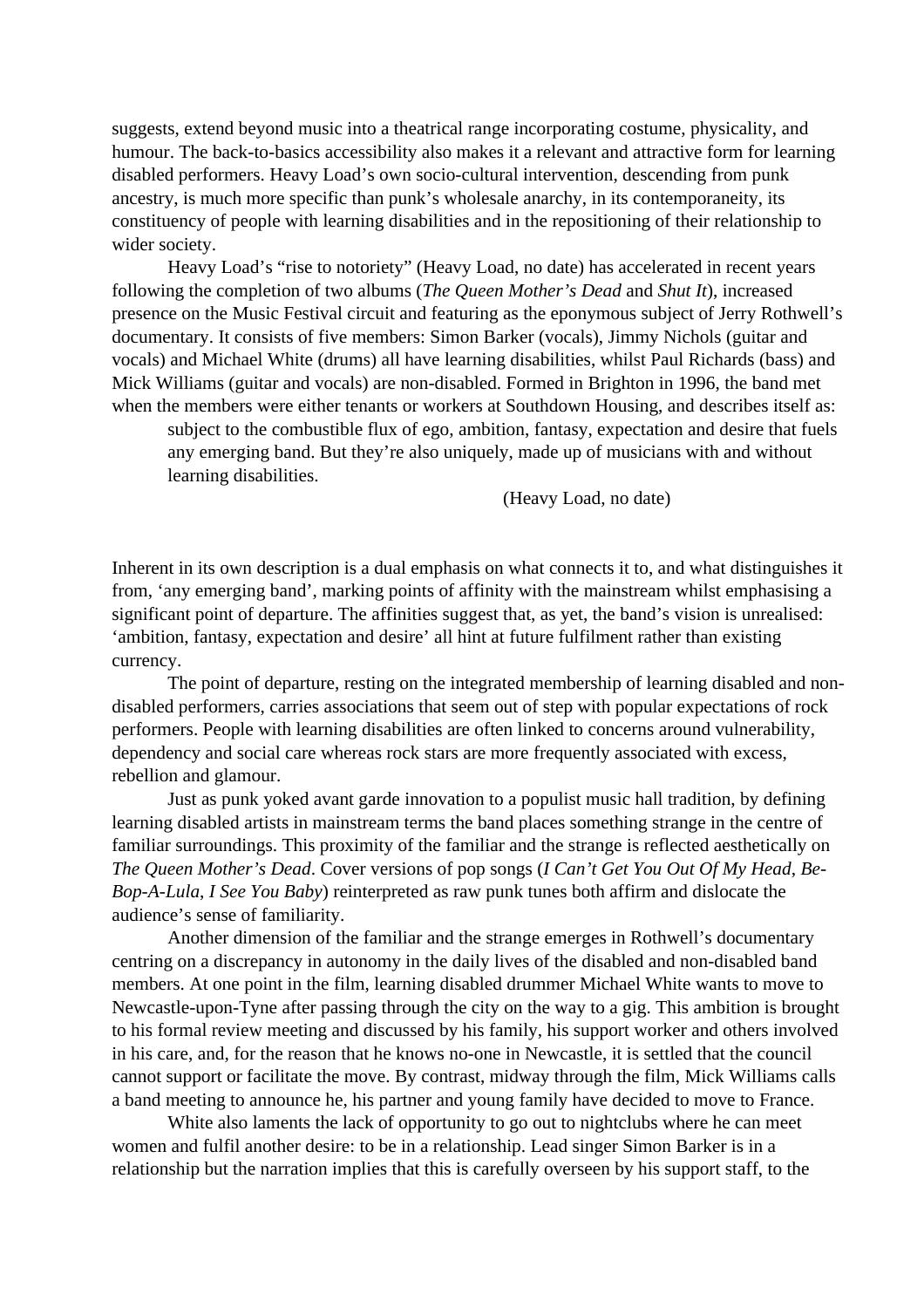suggests, extend beyond music into a theatrical range incorporating costume, physicality, and humour. The back-to-basics accessibility also makes it a relevant and attractive form for learning disabled performers. Heavy Load's own socio-cultural intervention, descending from punk ancestry, is much more specific than punk's wholesale anarchy, in its contemporaneity, its constituency of people with learning disabilities and in the repositioning of their relationship to wider society.

Heavy Load's "rise to notoriety" (Heavy Load, no date) has accelerated in recent years following the completion of two albums (*The Queen Mother's Dead* and *Shut It*), increased presence on the Music Festival circuit and featuring as the eponymous subject of Jerry Rothwell's documentary. It consists of five members: Simon Barker (vocals), Jimmy Nichols (guitar and vocals) and Michael White (drums) all have learning disabilities, whilst Paul Richards (bass) and Mick Williams (guitar and vocals) are non-disabled. Formed in Brighton in 1996, the band met when the members were either tenants or workers at Southdown Housing, and describes itself as:

> subject to the combustible flux of ego, ambition, fantasy, expectation and desire that fuels any emerging band. But they're also uniquely, made up of musicians with and without learning disabilities.
>
> (Heavy Load, no date)

Inherent in its own description is a dual emphasis on what connects it to, and what distinguishes it from, 'any emerging band', marking points of affinity with the mainstream whilst emphasising a significant point of departure. The affinities suggest that, as yet, the band's vision is unrealised: 'ambition, fantasy, expectation and desire' all hint at future fulfilment rather than existing currency.

The point of departure, resting on the integrated membership of learning disabled and non-disabled performers, carries associations that seem out of step with popular expectations of rock performers. People with learning disabilities are often linked to concerns around vulnerability, dependency and social care whereas rock stars are more frequently associated with excess, rebellion and glamour.

Just as punk yoked avant garde innovation to a populist music hall tradition, by defining learning disabled artists in mainstream terms the band places something strange in the centre of familiar surroundings. This proximity of the familiar and the strange is reflected aesthetically on *The Queen Mother's Dead*. Cover versions of pop songs (*I Can't Get You Out Of My Head*, *Be-Bop-A-Lula*, *I See You Baby*) reinterpreted as raw punk tunes both affirm and dislocate the audience's sense of familiarity.

Another dimension of the familiar and the strange emerges in Rothwell's documentary centring on a discrepancy in autonomy in the daily lives of the disabled and non-disabled band members. At one point in the film, learning disabled drummer Michael White wants to move to Newcastle-upon-Tyne after passing through the city on the way to a gig. This ambition is brought to his formal review meeting and discussed by his family, his support worker and others involved in his care, and, for the reason that he knows no-one in Newcastle, it is settled that the council cannot support or facilitate the move. By contrast, midway through the film, Mick Williams calls a band meeting to announce he, his partner and young family have decided to move to France.

White also laments the lack of opportunity to go out to nightclubs where he can meet women and fulfil another desire: to be in a relationship. Lead singer Simon Barker is in a relationship but the narration implies that this is carefully overseen by his support staff, to the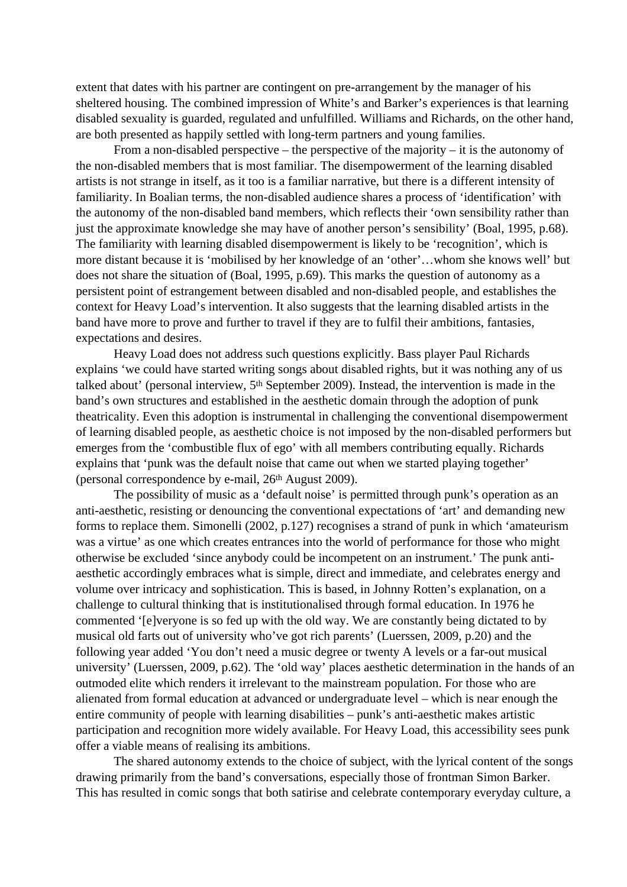extent that dates with his partner are contingent on pre-arrangement by the manager of his sheltered housing. The combined impression of White's and Barker's experiences is that learning disabled sexuality is guarded, regulated and unfulfilled. Williams and Richards, on the other hand, are both presented as happily settled with long-term partners and young families.

From a non-disabled perspective – the perspective of the majority – it is the autonomy of the non-disabled members that is most familiar. The disempowerment of the learning disabled artists is not strange in itself, as it too is a familiar narrative, but there is a different intensity of familiarity. In Boalian terms, the non-disabled audience shares a process of 'identification' with the autonomy of the non-disabled band members, which reflects their 'own sensibility rather than just the approximate knowledge she may have of another person's sensibility' (Boal, 1995, p.68). The familiarity with learning disabled disempowerment is likely to be 'recognition', which is more distant because it is 'mobilised by her knowledge of an 'other'…whom she knows well' but does not share the situation of (Boal, 1995, p.69). This marks the question of autonomy as a persistent point of estrangement between disabled and non-disabled people, and establishes the context for Heavy Load's intervention. It also suggests that the learning disabled artists in the band have more to prove and further to travel if they are to fulfil their ambitions, fantasies, expectations and desires.

Heavy Load does not address such questions explicitly. Bass player Paul Richards explains 'we could have started writing songs about disabled rights, but it was nothing any of us talked about' (personal interview, 5th September 2009). Instead, the intervention is made in the band's own structures and established in the aesthetic domain through the adoption of punk theatricality. Even this adoption is instrumental in challenging the conventional disempowerment of learning disabled people, as aesthetic choice is not imposed by the non-disabled performers but emerges from the 'combustible flux of ego' with all members contributing equally. Richards explains that 'punk was the default noise that came out when we started playing together' (personal correspondence by e-mail, 26th August 2009).

The possibility of music as a 'default noise' is permitted through punk's operation as an anti-aesthetic, resisting or denouncing the conventional expectations of 'art' and demanding new forms to replace them. Simonelli (2002, p.127) recognises a strand of punk in which 'amateurism was a virtue' as one which creates entrances into the world of performance for those who might otherwise be excluded 'since anybody could be incompetent on an instrument.' The punk anti-aesthetic accordingly embraces what is simple, direct and immediate, and celebrates energy and volume over intricacy and sophistication. This is based, in Johnny Rotten's explanation, on a challenge to cultural thinking that is institutionalised through formal education. In 1976 he commented '[e]veryone is so fed up with the old way. We are constantly being dictated to by musical old farts out of university who've got rich parents' (Luerssen, 2009, p.20) and the following year added 'You don't need a music degree or twenty A levels or a far-out musical university' (Luerssen, 2009, p.62). The 'old way' places aesthetic determination in the hands of an outmoded elite which renders it irrelevant to the mainstream population. For those who are alienated from formal education at advanced or undergraduate level – which is near enough the entire community of people with learning disabilities – punk's anti-aesthetic makes artistic participation and recognition more widely available. For Heavy Load, this accessibility sees punk offer a viable means of realising its ambitions.

The shared autonomy extends to the choice of subject, with the lyrical content of the songs drawing primarily from the band's conversations, especially those of frontman Simon Barker. This has resulted in comic songs that both satirise and celebrate contemporary everyday culture, a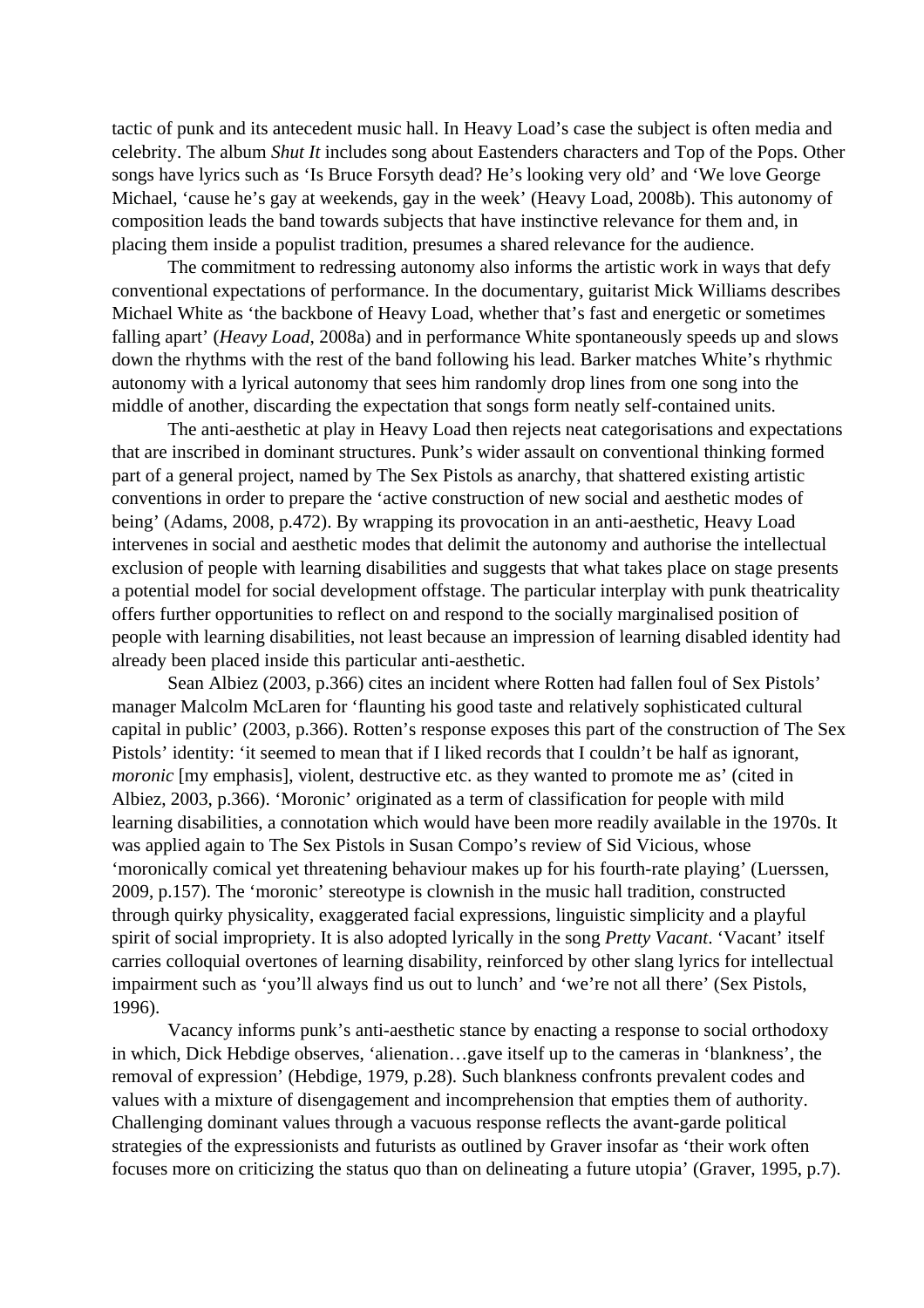tactic of punk and its antecedent music hall. In Heavy Load's case the subject is often media and celebrity. The album *Shut It* includes song about Eastenders characters and Top of the Pops. Other songs have lyrics such as 'Is Bruce Forsyth dead? He's looking very old' and 'We love George Michael, 'cause he's gay at weekends, gay in the week' (Heavy Load, 2008b). This autonomy of composition leads the band towards subjects that have instinctive relevance for them and, in placing them inside a populist tradition, presumes a shared relevance for the audience.

The commitment to redressing autonomy also informs the artistic work in ways that defy conventional expectations of performance. In the documentary, guitarist Mick Williams describes Michael White as 'the backbone of Heavy Load, whether that's fast and energetic or sometimes falling apart' (*Heavy Load*, 2008a) and in performance White spontaneously speeds up and slows down the rhythms with the rest of the band following his lead. Barker matches White's rhythmic autonomy with a lyrical autonomy that sees him randomly drop lines from one song into the middle of another, discarding the expectation that songs form neatly self-contained units.

The anti-aesthetic at play in Heavy Load then rejects neat categorisations and expectations that are inscribed in dominant structures. Punk's wider assault on conventional thinking formed part of a general project, named by The Sex Pistols as anarchy, that shattered existing artistic conventions in order to prepare the 'active construction of new social and aesthetic modes of being' (Adams, 2008, p.472). By wrapping its provocation in an anti-aesthetic, Heavy Load intervenes in social and aesthetic modes that delimit the autonomy and authorise the intellectual exclusion of people with learning disabilities and suggests that what takes place on stage presents a potential model for social development offstage. The particular interplay with punk theatricality offers further opportunities to reflect on and respond to the socially marginalised position of people with learning disabilities, not least because an impression of learning disabled identity had already been placed inside this particular anti-aesthetic.

Sean Albiez (2003, p.366) cites an incident where Rotten had fallen foul of Sex Pistols' manager Malcolm McLaren for 'flaunting his good taste and relatively sophisticated cultural capital in public' (2003, p.366). Rotten's response exposes this part of the construction of The Sex Pistols' identity: 'it seemed to mean that if I liked records that I couldn't be half as ignorant, *moronic* [my emphasis], violent, destructive etc. as they wanted to promote me as' (cited in Albiez, 2003, p.366). 'Moronic' originated as a term of classification for people with mild learning disabilities, a connotation which would have been more readily available in the 1970s. It was applied again to The Sex Pistols in Susan Compo's review of Sid Vicious, whose 'moronically comical yet threatening behaviour makes up for his fourth-rate playing' (Luerssen, 2009, p.157). The 'moronic' stereotype is clownish in the music hall tradition, constructed through quirky physicality, exaggerated facial expressions, linguistic simplicity and a playful spirit of social impropriety. It is also adopted lyrically in the song *Pretty Vacant*. 'Vacant' itself carries colloquial overtones of learning disability, reinforced by other slang lyrics for intellectual impairment such as 'you'll always find us out to lunch' and 'we're not all there' (Sex Pistols, 1996).

Vacancy informs punk's anti-aesthetic stance by enacting a response to social orthodoxy in which, Dick Hebdige observes, 'alienation…gave itself up to the cameras in 'blankness', the removal of expression' (Hebdige, 1979, p.28). Such blankness confronts prevalent codes and values with a mixture of disengagement and incomprehension that empties them of authority. Challenging dominant values through a vacuous response reflects the avant-garde political strategies of the expressionists and futurists as outlined by Graver insofar as 'their work often focuses more on criticizing the status quo than on delineating a future utopia' (Graver, 1995, p.7).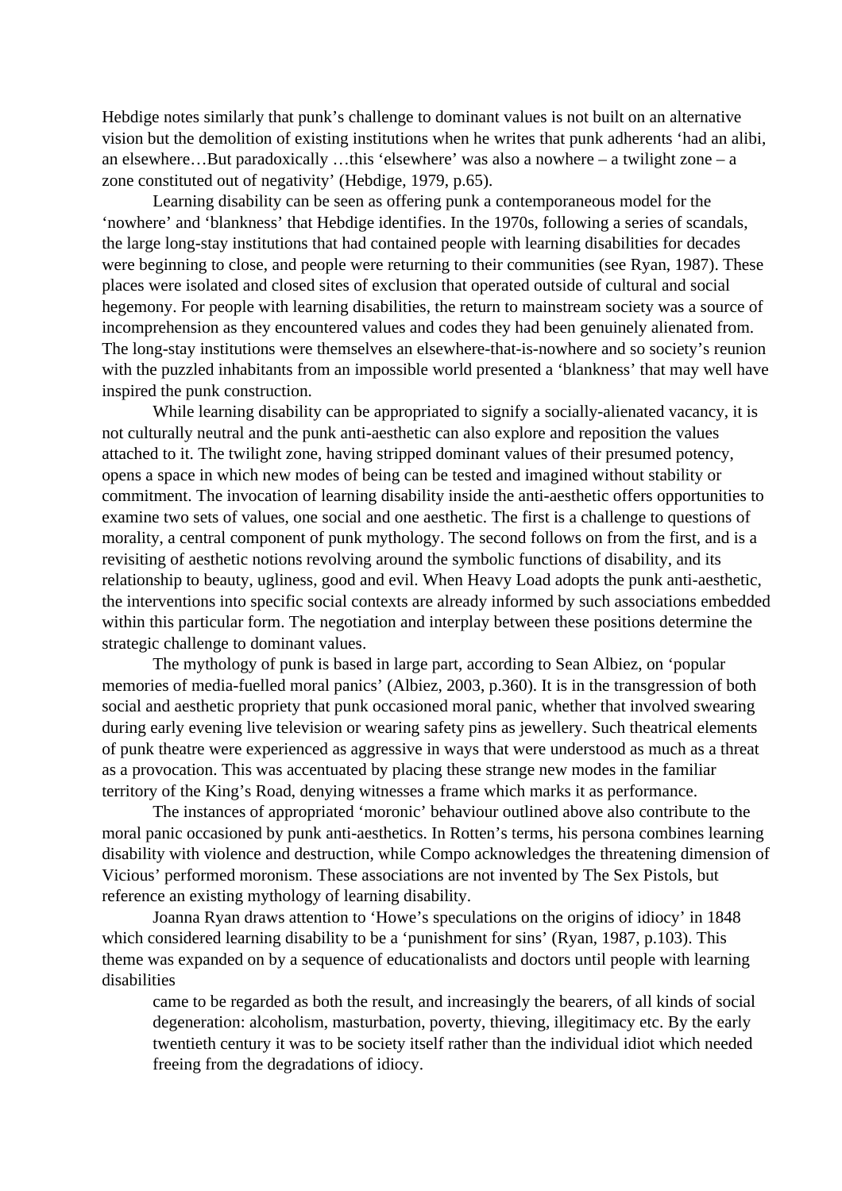Hebdige notes similarly that punk's challenge to dominant values is not built on an alternative vision but the demolition of existing institutions when he writes that punk adherents 'had an alibi, an elsewhere…But paradoxically …this 'elsewhere' was also a nowhere – a twilight zone – a zone constituted out of negativity' (Hebdige, 1979, p.65).

Learning disability can be seen as offering punk a contemporaneous model for the 'nowhere' and 'blankness' that Hebdige identifies. In the 1970s, following a series of scandals, the large long-stay institutions that had contained people with learning disabilities for decades were beginning to close, and people were returning to their communities (see Ryan, 1987). These places were isolated and closed sites of exclusion that operated outside of cultural and social hegemony. For people with learning disabilities, the return to mainstream society was a source of incomprehension as they encountered values and codes they had been genuinely alienated from. The long-stay institutions were themselves an elsewhere-that-is-nowhere and so society's reunion with the puzzled inhabitants from an impossible world presented a 'blankness' that may well have inspired the punk construction.

While learning disability can be appropriated to signify a socially-alienated vacancy, it is not culturally neutral and the punk anti-aesthetic can also explore and reposition the values attached to it. The twilight zone, having stripped dominant values of their presumed potency, opens a space in which new modes of being can be tested and imagined without stability or commitment. The invocation of learning disability inside the anti-aesthetic offers opportunities to examine two sets of values, one social and one aesthetic. The first is a challenge to questions of morality, a central component of punk mythology. The second follows on from the first, and is a revisiting of aesthetic notions revolving around the symbolic functions of disability, and its relationship to beauty, ugliness, good and evil. When Heavy Load adopts the punk anti-aesthetic, the interventions into specific social contexts are already informed by such associations embedded within this particular form. The negotiation and interplay between these positions determine the strategic challenge to dominant values.

The mythology of punk is based in large part, according to Sean Albiez, on 'popular memories of media-fuelled moral panics' (Albiez, 2003, p.360). It is in the transgression of both social and aesthetic propriety that punk occasioned moral panic, whether that involved swearing during early evening live television or wearing safety pins as jewellery. Such theatrical elements of punk theatre were experienced as aggressive in ways that were understood as much as a threat as a provocation. This was accentuated by placing these strange new modes in the familiar territory of the King's Road, denying witnesses a frame which marks it as performance.

The instances of appropriated 'moronic' behaviour outlined above also contribute to the moral panic occasioned by punk anti-aesthetics. In Rotten's terms, his persona combines learning disability with violence and destruction, while Compo acknowledges the threatening dimension of Vicious' performed moronism. These associations are not invented by The Sex Pistols, but reference an existing mythology of learning disability.

Joanna Ryan draws attention to 'Howe's speculations on the origins of idiocy' in 1848 which considered learning disability to be a 'punishment for sins' (Ryan, 1987, p.103). This theme was expanded on by a sequence of educationalists and doctors until people with learning disabilities

> came to be regarded as both the result, and increasingly the bearers, of all kinds of social degeneration: alcoholism, masturbation, poverty, thieving, illegitimacy etc. By the early twentieth century it was to be society itself rather than the individual idiot which needed freeing from the degradations of idiocy.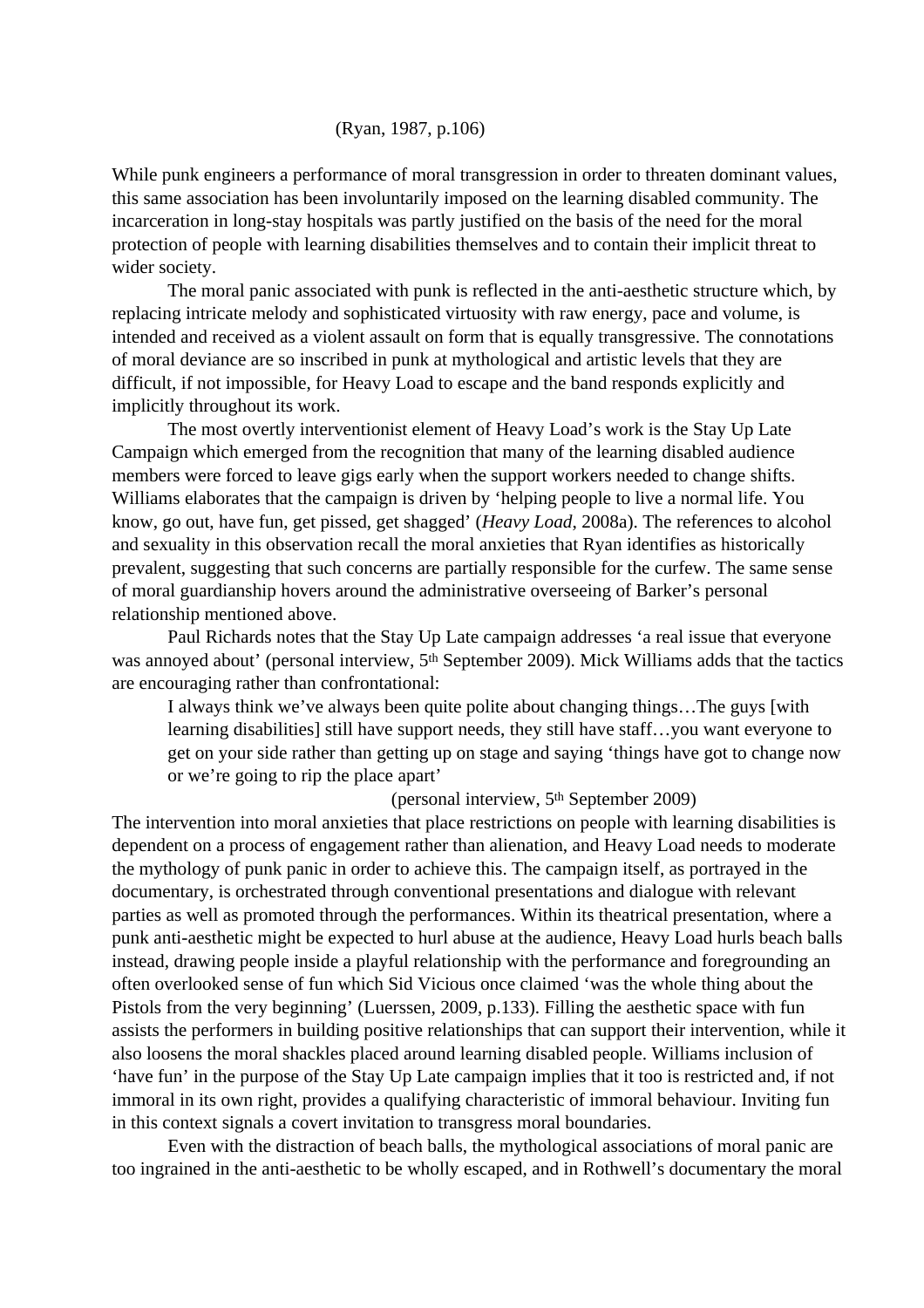(Ryan, 1987, p.106)

While punk engineers a performance of moral transgression in order to threaten dominant values, this same association has been involuntarily imposed on the learning disabled community. The incarceration in long-stay hospitals was partly justified on the basis of the need for the moral protection of people with learning disabilities themselves and to contain their implicit threat to wider society.

The moral panic associated with punk is reflected in the anti-aesthetic structure which, by replacing intricate melody and sophisticated virtuosity with raw energy, pace and volume, is intended and received as a violent assault on form that is equally transgressive. The connotations of moral deviance are so inscribed in punk at mythological and artistic levels that they are difficult, if not impossible, for Heavy Load to escape and the band responds explicitly and implicitly throughout its work.

The most overtly interventionist element of Heavy Load's work is the Stay Up Late Campaign which emerged from the recognition that many of the learning disabled audience members were forced to leave gigs early when the support workers needed to change shifts. Williams elaborates that the campaign is driven by 'helping people to live a normal life. You know, go out, have fun, get pissed, get shagged' (*Heavy Load*, 2008a). The references to alcohol and sexuality in this observation recall the moral anxieties that Ryan identifies as historically prevalent, suggesting that such concerns are partially responsible for the curfew. The same sense of moral guardianship hovers around the administrative overseeing of Barker's personal relationship mentioned above.

Paul Richards notes that the Stay Up Late campaign addresses 'a real issue that everyone was annoyed about' (personal interview, 5th September 2009). Mick Williams adds that the tactics are encouraging rather than confrontational:

> I always think we've always been quite polite about changing things…The guys [with learning disabilities] still have support needs, they still have staff…you want everyone to get on your side rather than getting up on stage and saying 'things have got to change now or we're going to rip the place apart'
>
> (personal interview, 5th September 2009)

The intervention into moral anxieties that place restrictions on people with learning disabilities is dependent on a process of engagement rather than alienation, and Heavy Load needs to moderate the mythology of punk panic in order to achieve this. The campaign itself, as portrayed in the documentary, is orchestrated through conventional presentations and dialogue with relevant parties as well as promoted through the performances. Within its theatrical presentation, where a punk anti-aesthetic might be expected to hurl abuse at the audience, Heavy Load hurls beach balls instead, drawing people inside a playful relationship with the performance and foregrounding an often overlooked sense of fun which Sid Vicious once claimed 'was the whole thing about the Pistols from the very beginning' (Luerssen, 2009, p.133). Filling the aesthetic space with fun assists the performers in building positive relationships that can support their intervention, while it also loosens the moral shackles placed around learning disabled people. Williams inclusion of 'have fun' in the purpose of the Stay Up Late campaign implies that it too is restricted and, if not immoral in its own right, provides a qualifying characteristic of immoral behaviour. Inviting fun in this context signals a covert invitation to transgress moral boundaries.

Even with the distraction of beach balls, the mythological associations of moral panic are too ingrained in the anti-aesthetic to be wholly escaped, and in Rothwell's documentary the moral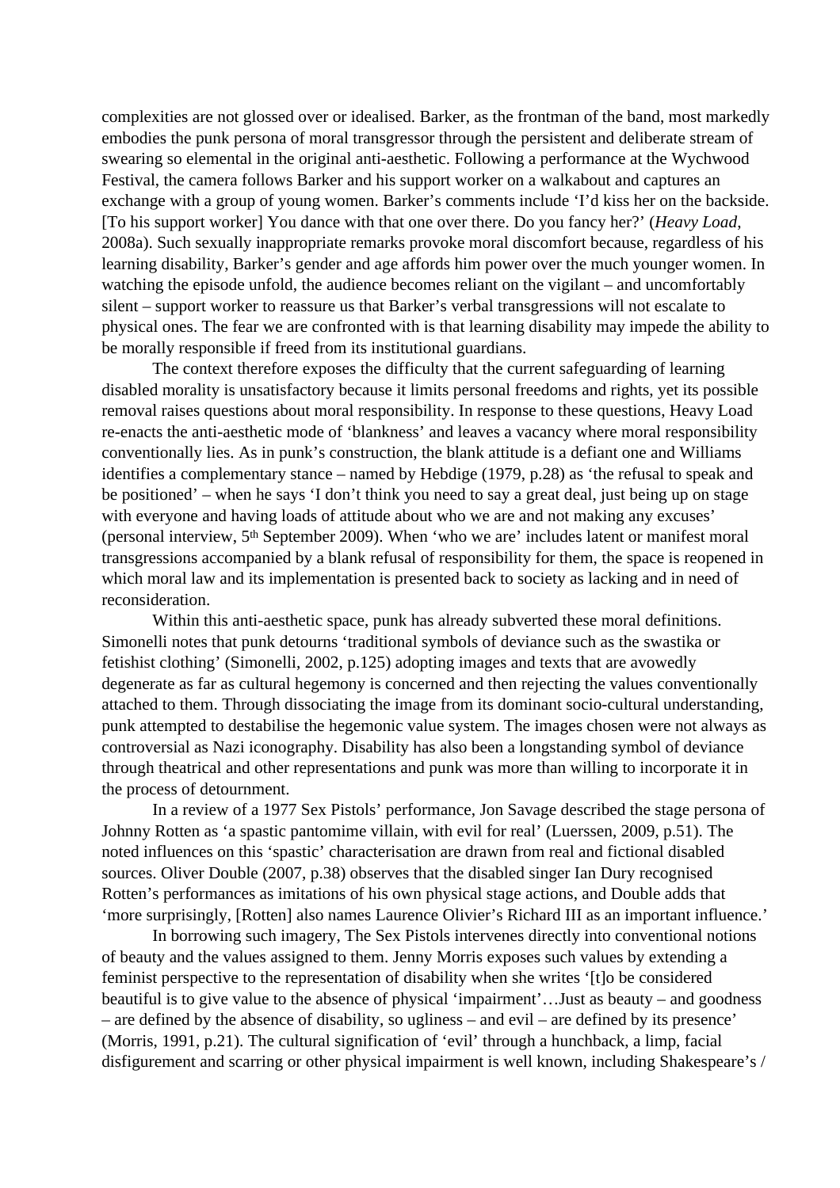complexities are not glossed over or idealised. Barker, as the frontman of the band, most markedly embodies the punk persona of moral transgressor through the persistent and deliberate stream of swearing so elemental in the original anti-aesthetic. Following a performance at the Wychwood Festival, the camera follows Barker and his support worker on a walkabout and captures an exchange with a group of young women. Barker's comments include 'I'd kiss her on the backside. [To his support worker] You dance with that one over there. Do you fancy her?' (*Heavy Load*, 2008a). Such sexually inappropriate remarks provoke moral discomfort because, regardless of his learning disability, Barker's gender and age affords him power over the much younger women. In watching the episode unfold, the audience becomes reliant on the vigilant – and uncomfortably silent – support worker to reassure us that Barker's verbal transgressions will not escalate to physical ones. The fear we are confronted with is that learning disability may impede the ability to be morally responsible if freed from its institutional guardians.

The context therefore exposes the difficulty that the current safeguarding of learning disabled morality is unsatisfactory because it limits personal freedoms and rights, yet its possible removal raises questions about moral responsibility. In response to these questions, Heavy Load re-enacts the anti-aesthetic mode of 'blankness' and leaves a vacancy where moral responsibility conventionally lies. As in punk's construction, the blank attitude is a defiant one and Williams identifies a complementary stance – named by Hebdige (1979, p.28) as 'the refusal to speak and be positioned' – when he says 'I don't think you need to say a great deal, just being up on stage with everyone and having loads of attitude about who we are and not making any excuses' (personal interview, 5th September 2009). When 'who we are' includes latent or manifest moral transgressions accompanied by a blank refusal of responsibility for them, the space is reopened in which moral law and its implementation is presented back to society as lacking and in need of reconsideration.

Within this anti-aesthetic space, punk has already subverted these moral definitions. Simonelli notes that punk detourns 'traditional symbols of deviance such as the swastika or fetishist clothing' (Simonelli, 2002, p.125) adopting images and texts that are avowedly degenerate as far as cultural hegemony is concerned and then rejecting the values conventionally attached to them. Through dissociating the image from its dominant socio-cultural understanding, punk attempted to destabilise the hegemonic value system. The images chosen were not always as controversial as Nazi iconography. Disability has also been a longstanding symbol of deviance through theatrical and other representations and punk was more than willing to incorporate it in the process of detournment.

In a review of a 1977 Sex Pistols' performance, Jon Savage described the stage persona of Johnny Rotten as 'a spastic pantomime villain, with evil for real' (Luerssen, 2009, p.51). The noted influences on this 'spastic' characterisation are drawn from real and fictional disabled sources. Oliver Double (2007, p.38) observes that the disabled singer Ian Dury recognised Rotten's performances as imitations of his own physical stage actions, and Double adds that 'more surprisingly, [Rotten] also names Laurence Olivier's Richard III as an important influence.'

In borrowing such imagery, The Sex Pistols intervenes directly into conventional notions of beauty and the values assigned to them. Jenny Morris exposes such values by extending a feminist perspective to the representation of disability when she writes '[t]o be considered beautiful is to give value to the absence of physical 'impairment'…Just as beauty – and goodness – are defined by the absence of disability, so ugliness – and evil – are defined by its presence' (Morris, 1991, p.21). The cultural signification of 'evil' through a hunchback, a limp, facial disfigurement and scarring or other physical impairment is well known, including Shakespeare's /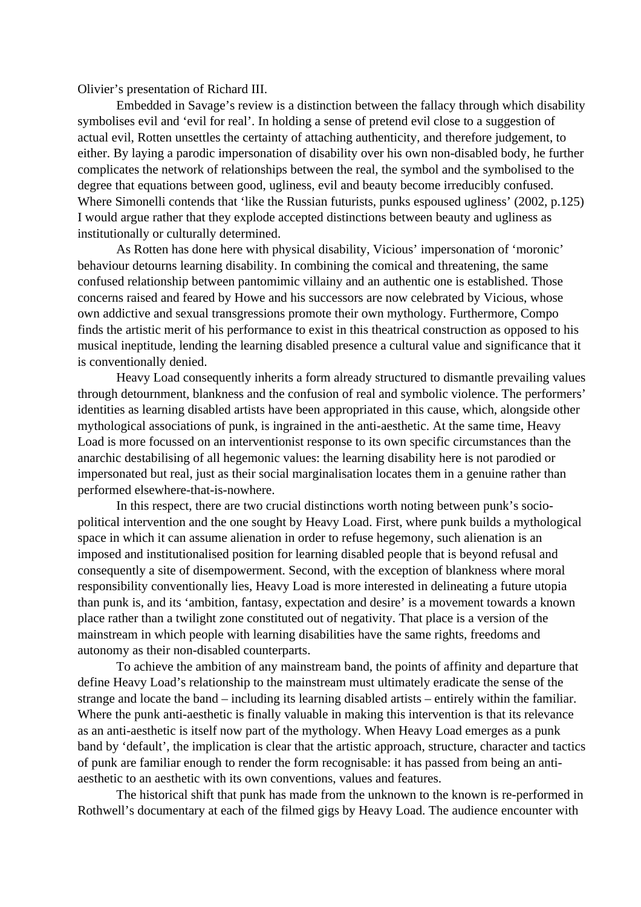Olivier's presentation of Richard III.

Embedded in Savage's review is a distinction between the fallacy through which disability symbolises evil and 'evil for real'. In holding a sense of pretend evil close to a suggestion of actual evil, Rotten unsettles the certainty of attaching authenticity, and therefore judgement, to either. By laying a parodic impersonation of disability over his own non-disabled body, he further complicates the network of relationships between the real, the symbol and the symbolised to the degree that equations between good, ugliness, evil and beauty become irreducibly confused. Where Simonelli contends that 'like the Russian futurists, punks espoused ugliness' (2002, p.125) I would argue rather that they explode accepted distinctions between beauty and ugliness as institutionally or culturally determined.

As Rotten has done here with physical disability, Vicious' impersonation of 'moronic' behaviour detourns learning disability. In combining the comical and threatening, the same confused relationship between pantomimic villainy and an authentic one is established. Those concerns raised and feared by Howe and his successors are now celebrated by Vicious, whose own addictive and sexual transgressions promote their own mythology. Furthermore, Compo finds the artistic merit of his performance to exist in this theatrical construction as opposed to his musical ineptitude, lending the learning disabled presence a cultural value and significance that it is conventionally denied.

Heavy Load consequently inherits a form already structured to dismantle prevailing values through detournment, blankness and the confusion of real and symbolic violence. The performers' identities as learning disabled artists have been appropriated in this cause, which, alongside other mythological associations of punk, is ingrained in the anti-aesthetic. At the same time, Heavy Load is more focussed on an interventionist response to its own specific circumstances than the anarchic destabilising of all hegemonic values: the learning disability here is not parodied or impersonated but real, just as their social marginalisation locates them in a genuine rather than performed elsewhere-that-is-nowhere.

In this respect, there are two crucial distinctions worth noting between punk's socio-political intervention and the one sought by Heavy Load. First, where punk builds a mythological space in which it can assume alienation in order to refuse hegemony, such alienation is an imposed and institutionalised position for learning disabled people that is beyond refusal and consequently a site of disempowerment. Second, with the exception of blankness where moral responsibility conventionally lies, Heavy Load is more interested in delineating a future utopia than punk is, and its 'ambition, fantasy, expectation and desire' is a movement towards a known place rather than a twilight zone constituted out of negativity. That place is a version of the mainstream in which people with learning disabilities have the same rights, freedoms and autonomy as their non-disabled counterparts.

To achieve the ambition of any mainstream band, the points of affinity and departure that define Heavy Load's relationship to the mainstream must ultimately eradicate the sense of the strange and locate the band – including its learning disabled artists – entirely within the familiar. Where the punk anti-aesthetic is finally valuable in making this intervention is that its relevance as an anti-aesthetic is itself now part of the mythology. When Heavy Load emerges as a punk band by 'default', the implication is clear that the artistic approach, structure, character and tactics of punk are familiar enough to render the form recognisable: it has passed from being an anti-aesthetic to an aesthetic with its own conventions, values and features.

The historical shift that punk has made from the unknown to the known is re-performed in Rothwell's documentary at each of the filmed gigs by Heavy Load. The audience encounter with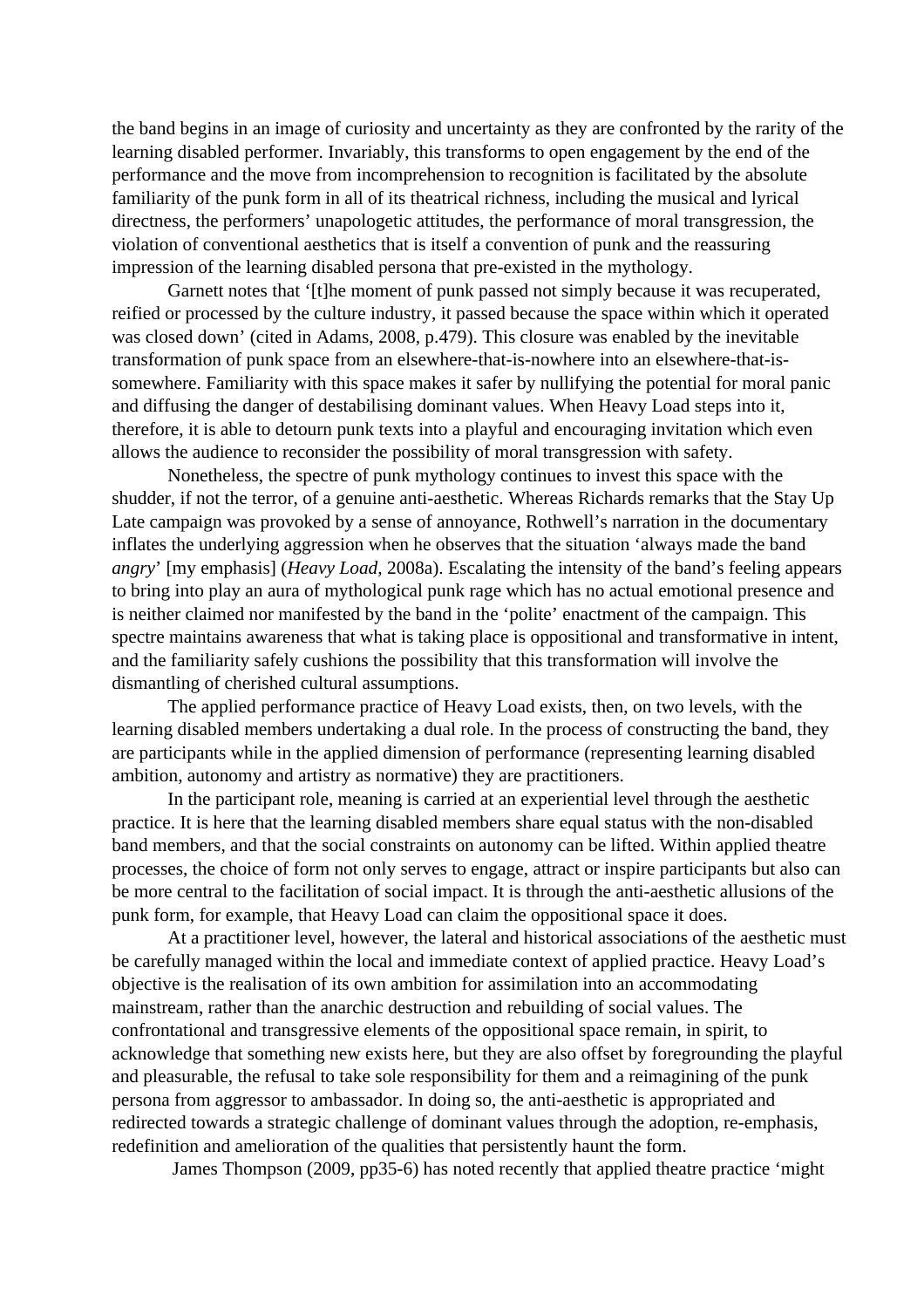the band begins in an image of curiosity and uncertainty as they are confronted by the rarity of the learning disabled performer. Invariably, this transforms to open engagement by the end of the performance and the move from incomprehension to recognition is facilitated by the absolute familiarity of the punk form in all of its theatrical richness, including the musical and lyrical directness, the performers' unapologetic attitudes, the performance of moral transgression, the violation of conventional aesthetics that is itself a convention of punk and the reassuring impression of the learning disabled persona that pre-existed in the mythology.

Garnett notes that '[t]he moment of punk passed not simply because it was recuperated, reified or processed by the culture industry, it passed because the space within which it operated was closed down' (cited in Adams, 2008, p.479). This closure was enabled by the inevitable transformation of punk space from an elsewhere-that-is-nowhere into an elsewhere-that-is-somewhere. Familiarity with this space makes it safer by nullifying the potential for moral panic and diffusing the danger of destabilising dominant values. When Heavy Load steps into it, therefore, it is able to detourn punk texts into a playful and encouraging invitation which even allows the audience to reconsider the possibility of moral transgression with safety.

Nonetheless, the spectre of punk mythology continues to invest this space with the shudder, if not the terror, of a genuine anti-aesthetic. Whereas Richards remarks that the Stay Up Late campaign was provoked by a sense of annoyance, Rothwell's narration in the documentary inflates the underlying aggression when he observes that the situation 'always made the band *angry*' [my emphasis] (*Heavy Load*, 2008a). Escalating the intensity of the band's feeling appears to bring into play an aura of mythological punk rage which has no actual emotional presence and is neither claimed nor manifested by the band in the 'polite' enactment of the campaign. This spectre maintains awareness that what is taking place is oppositional and transformative in intent, and the familiarity safely cushions the possibility that this transformation will involve the dismantling of cherished cultural assumptions.

The applied performance practice of Heavy Load exists, then, on two levels, with the learning disabled members undertaking a dual role. In the process of constructing the band, they are participants while in the applied dimension of performance (representing learning disabled ambition, autonomy and artistry as normative) they are practitioners.

In the participant role, meaning is carried at an experiential level through the aesthetic practice. It is here that the learning disabled members share equal status with the non-disabled band members, and that the social constraints on autonomy can be lifted. Within applied theatre processes, the choice of form not only serves to engage, attract or inspire participants but also can be more central to the facilitation of social impact. It is through the anti-aesthetic allusions of the punk form, for example, that Heavy Load can claim the oppositional space it does.

At a practitioner level, however, the lateral and historical associations of the aesthetic must be carefully managed within the local and immediate context of applied practice. Heavy Load's objective is the realisation of its own ambition for assimilation into an accommodating mainstream, rather than the anarchic destruction and rebuilding of social values. The confrontational and transgressive elements of the oppositional space remain, in spirit, to acknowledge that something new exists here, but they are also offset by foregrounding the playful and pleasurable, the refusal to take sole responsibility for them and a reimagining of the punk persona from aggressor to ambassador. In doing so, the anti-aesthetic is appropriated and redirected towards a strategic challenge of dominant values through the adoption, re-emphasis, redefinition and amelioration of the qualities that persistently haunt the form.

James Thompson (2009, pp35-6) has noted recently that applied theatre practice 'might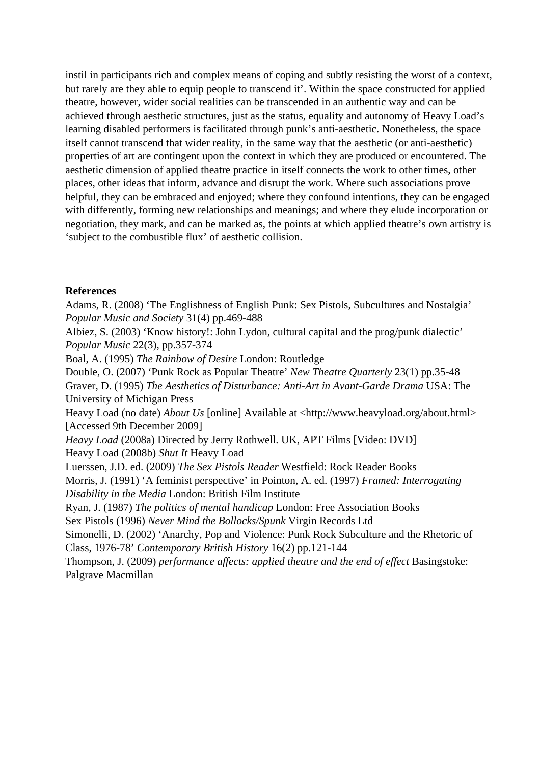instil in participants rich and complex means of coping and subtly resisting the worst of a context, but rarely are they able to equip people to transcend it'. Within the space constructed for applied theatre, however, wider social realities can be transcended in an authentic way and can be achieved through aesthetic structures, just as the status, equality and autonomy of Heavy Load's learning disabled performers is facilitated through punk's anti-aesthetic. Nonetheless, the space itself cannot transcend that wider reality, in the same way that the aesthetic (or anti-aesthetic) properties of art are contingent upon the context in which they are produced or encountered. The aesthetic dimension of applied theatre practice in itself connects the work to other times, other places, other ideas that inform, advance and disrupt the work. Where such associations prove helpful, they can be embraced and enjoyed; where they confound intentions, they can be engaged with differently, forming new relationships and meanings; and where they elude incorporation or negotiation, they mark, and can be marked as, the points at which applied theatre's own artistry is 'subject to the combustible flux' of aesthetic collision.

**References**

Adams, R. (2008) 'The Englishness of English Punk: Sex Pistols, Subcultures and Nostalgia' *Popular Music and Society* 31(4) pp.469-488

Albiez, S. (2003) 'Know history!: John Lydon, cultural capital and the prog/punk dialectic' *Popular Music* 22(3), pp.357-374

Boal, A. (1995) *The Rainbow of Desire* London: Routledge

Double, O. (2007) 'Punk Rock as Popular Theatre' *New Theatre Quarterly* 23(1) pp.35-48

Graver, D. (1995) *The Aesthetics of Disturbance: Anti-Art in Avant-Garde Drama* USA: The University of Michigan Press

Heavy Load (no date) *About Us* [online] Available at <http://www.heavyload.org/about.html> [Accessed 9th December 2009]

*Heavy Load* (2008a) Directed by Jerry Rothwell. UK, APT Films [Video: DVD]

Heavy Load (2008b) *Shut It* Heavy Load

Luerssen, J.D. ed. (2009) *The Sex Pistols Reader* Westfield: Rock Reader Books

Morris, J. (1991) 'A feminist perspective' in Pointon, A. ed. (1997) *Framed: Interrogating Disability in the Media* London: British Film Institute

Ryan, J. (1987) *The politics of mental handicap* London: Free Association Books

Sex Pistols (1996) *Never Mind the Bollocks/Spunk* Virgin Records Ltd

Simonelli, D. (2002) 'Anarchy, Pop and Violence: Punk Rock Subculture and the Rhetoric of Class, 1976-78' *Contemporary British History* 16(2) pp.121-144

Thompson, J. (2009) *performance affects: applied theatre and the end of effect* Basingstoke: Palgrave Macmillan